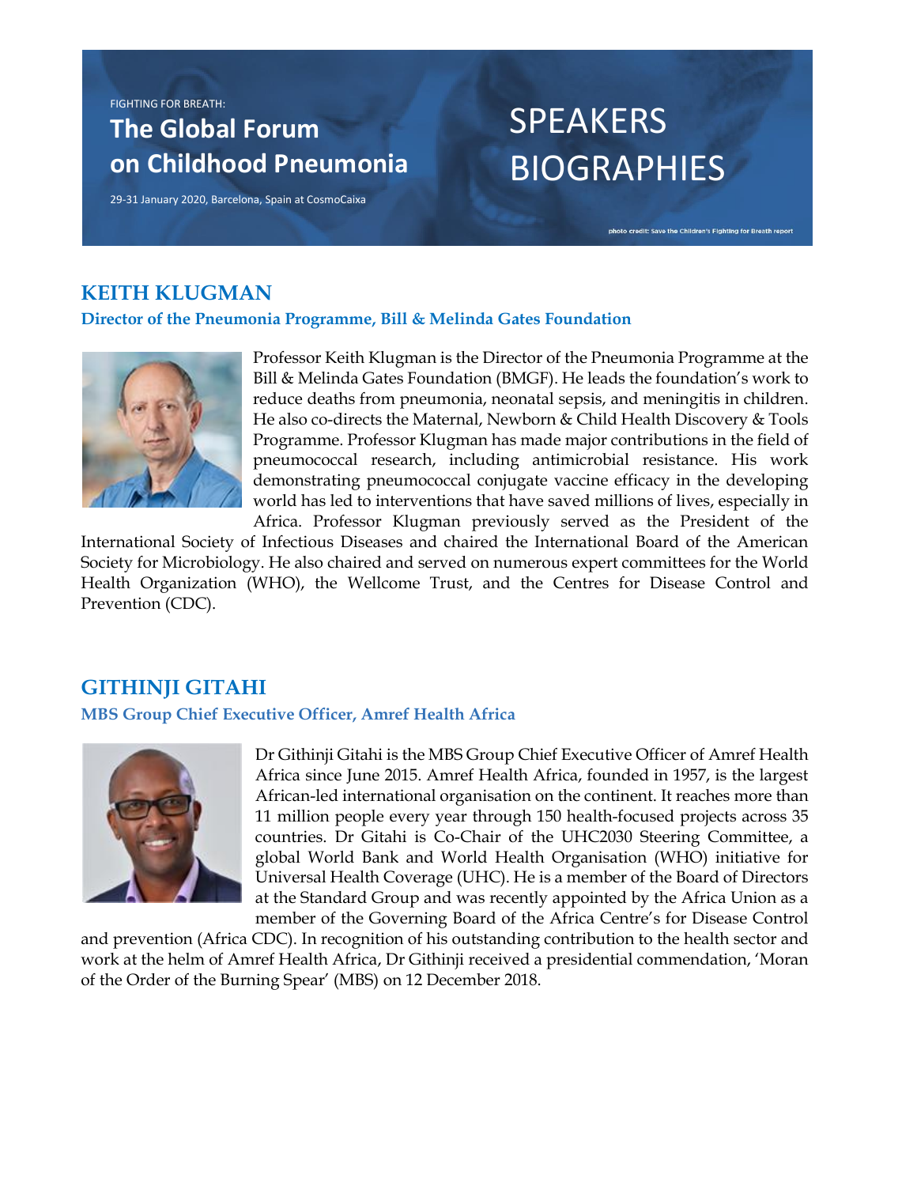FIGHTING FOR BREATH:

# The Global Forum on Childhood Pneumonia

29-31 January 2020, Barcelona, Spain at CosmoCaixa

# SPEAKERS BIOGRAPHIES

photo credit: Save the Children's Fighting for Breath report

## KEITH KLUGMAN

**Director of the Pneumonia Programme, Bill & Melinda Gates Foundation**

Professor Keith Klugman is the Director of the Pneumonia Programme at the Bill & Melinda Gates Foundation (BMGF). He leads the foundation's work to reduce deaths from pneumonia, neonatal sepsis, and meningitis in children. He also co-directs the Maternal, Newborn & Child Health Discovery & Tools Programme. Professor Klugman has made major contributions in the field of pneumococcal research, including antimicrobial resistance. His work demonstrating pneumococcal conjugate vaccine efficacy in the developing world has led to interventions that have saved millions of lives, especially in Africa. Professor Klugman previously served as the President of the International Society of Infectious Diseases and chaired the International Board of the American Society for Microbiology. He also chaired and served on numerous expert committees for the World Health Organization (WHO), the Wellcome Trust, and the Centres for Disease Control and Prevention (CDC).

## GITHINJI GITAHI

**MBS Group Chief Executive Officer, Amref Health Africa**

Dr Githinji Gitahi is the MBS Group Chief Executive Officer of Amref Health Africa since June 2015. Amref Health Africa, founded in 1957, is the largest African-led international organisation on the continent. It reaches more than 11 million people every year through 150 health-focused projects across 35 countries. Dr Gitahi is Co-Chair of the UHC2030 Steering Committee, a global World Bank and World Health Organisation (WHO) initiative for Universal Health Coverage (UHC). He is a member of the Board of Directors at the Standard Group and was recently appointed by the Africa Union as a member of the Governing Board of the Africa Centre's for Disease Control and prevention (Africa CDC). In recognition of his outstanding contribution to the health sector and work at the helm of Amref Health Africa, Dr Githinji received a presidential commendation, 'Moran of the Order of the Burning Spear' (MBS) on 12 December 2018.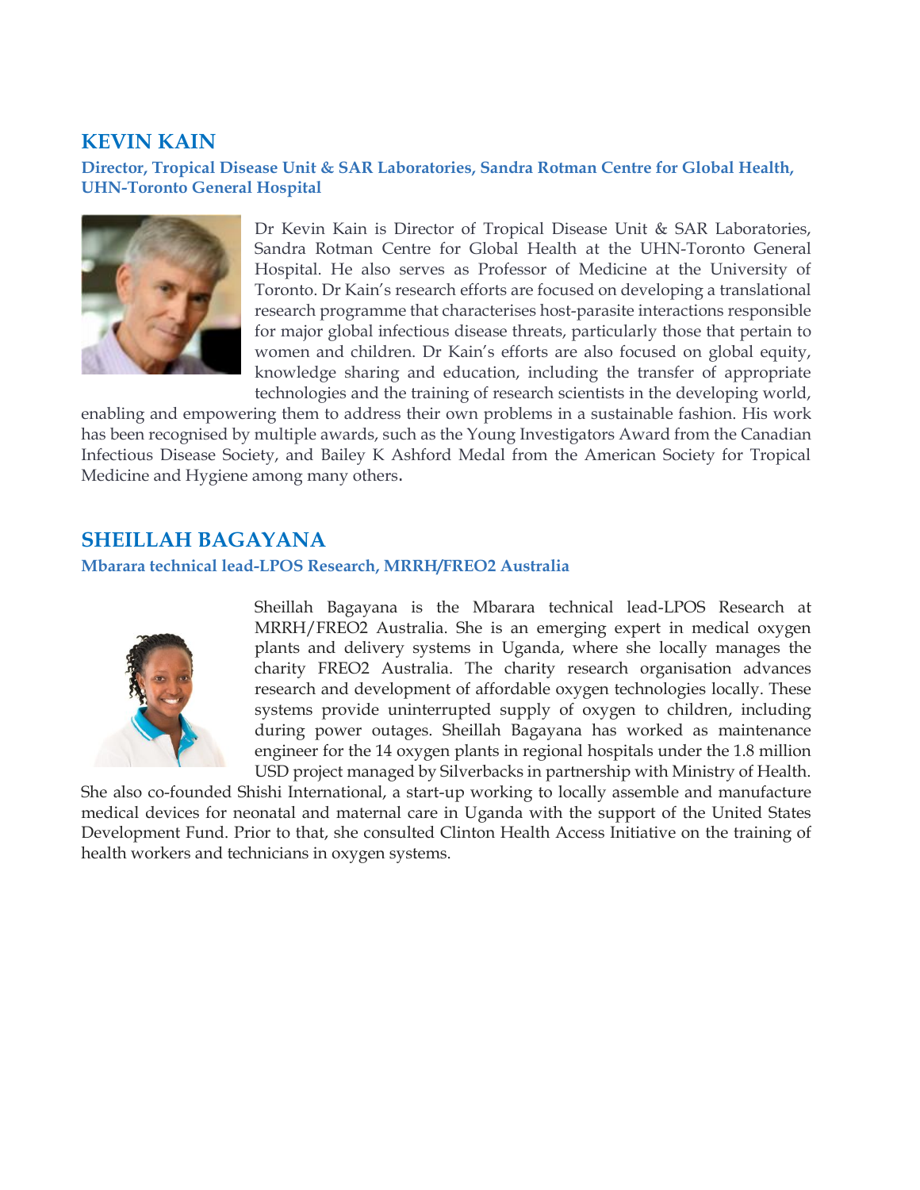## KEVIN KAIN

**Director, Tropical Disease Unit & SAR Laboratories, Sandra Rotman Centre for Global Health, UHN-Toronto General Hospital**

Dr Kevin Kain is Director of Tropical Disease Unit & SAR Laboratories, Sandra Rotman Centre for Global Health at the UHN-Toronto General Hospital. He also serves as Professor of Medicine at the University of Toronto. Dr Kain's research efforts are focused on developing a translational research programme that characterises host-parasite interactions responsible for major global infectious disease threats, particularly those that pertain to women and children. Dr Kain's efforts are also focused on global equity, knowledge sharing and education, including the transfer of appropriate technologies and the training of research scientists in the developing world, enabling and empowering them to address their own problems in a sustainable fashion. His work has been recognised by multiple awards, such as the Young Investigators Award from the Canadian Infectious Disease Society, and Bailey K Ashford Medal from the American Society for Tropical Medicine and Hygiene among many others.

## SHEILLAH BAGAYANA

**Mbarara technical lead-LPOS Research, MRRH/FREO2 Australia**

Sheillah Bagayana is the Mbarara technical lead-LPOS Research at MRRH/FREO2 Australia. She is an emerging expert in medical oxygen plants and delivery systems in Uganda, where she locally manages the charity FREO2 Australia. The charity research organisation advances research and development of affordable oxygen technologies locally. These systems provide uninterrupted supply of oxygen to children, including during power outages. Sheillah Bagayana has worked as maintenance engineer for the 14 oxygen plants in regional hospitals under the 1.8 million USD project managed by Silverbacks in partnership with Ministry of Health. She also co-founded Shishi International, a start-up working to locally assemble and manufacture medical devices for neonatal and maternal care in Uganda with the support of the United States Development Fund. Prior to that, she consulted Clinton Health Access Initiative on the training of health workers and technicians in oxygen systems.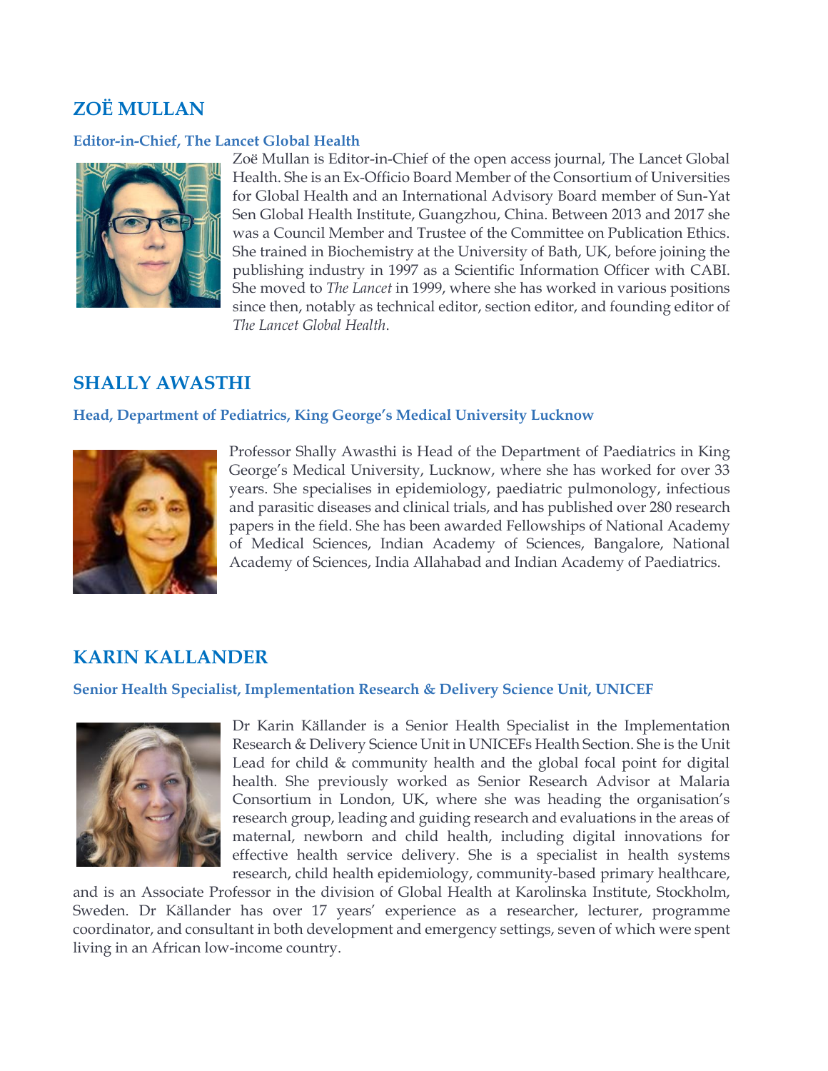## ZOË MULLAN

**Editor-in-Chief, The Lancet Global Health**

Zoë Mullan is Editor-in-Chief of the open access journal, The Lancet Global Health. She is an Ex-Officio Board Member of the Consortium of Universities for Global Health and an International Advisory Board member of Sun-Yat Sen Global Health Institute, Guangzhou, China. Between 2013 and 2017 she was a Council Member and Trustee of the Committee on Publication Ethics. She trained in Biochemistry at the University of Bath, UK, before joining the publishing industry in 1997 as a Scientific Information Officer with CABI. She moved to *The Lancet* in 1999, where she has worked in various positions since then, notably as technical editor, section editor, and founding editor of *The Lancet Global Health*.

## SHALLY AWASTHI

**Head, Department of Pediatrics, King George's Medical University Lucknow**

Professor Shally Awasthi is Head of the Department of Paediatrics in King George's Medical University, Lucknow, where she has worked for over 33 years. She specialises in epidemiology, paediatric pulmonology, infectious and parasitic diseases and clinical trials, and has published over 280 research papers in the field. She has been awarded Fellowships of National Academy of Medical Sciences, Indian Academy of Sciences, Bangalore, National Academy of Sciences, India Allahabad and Indian Academy of Paediatrics.

## KARIN KALLANDER

**Senior Health Specialist, Implementation Research & Delivery Science Unit, UNICEF**

Dr Karin Källander is a Senior Health Specialist in the Implementation Research & Delivery Science Unit in UNICEFs Health Section. She is the Unit Lead for child & community health and the global focal point for digital health. She previously worked as Senior Research Advisor at Malaria Consortium in London, UK, where she was heading the organisation's research group, leading and guiding research and evaluations in the areas of maternal, newborn and child health, including digital innovations for effective health service delivery. She is a specialist in health systems research, child health epidemiology, community-based primary healthcare, and is an Associate Professor in the division of Global Health at Karolinska Institute, Stockholm, Sweden. Dr Källander has over 17 years' experience as a researcher, lecturer, programme coordinator, and consultant in both development and emergency settings, seven of which were spent living in an African low-income country.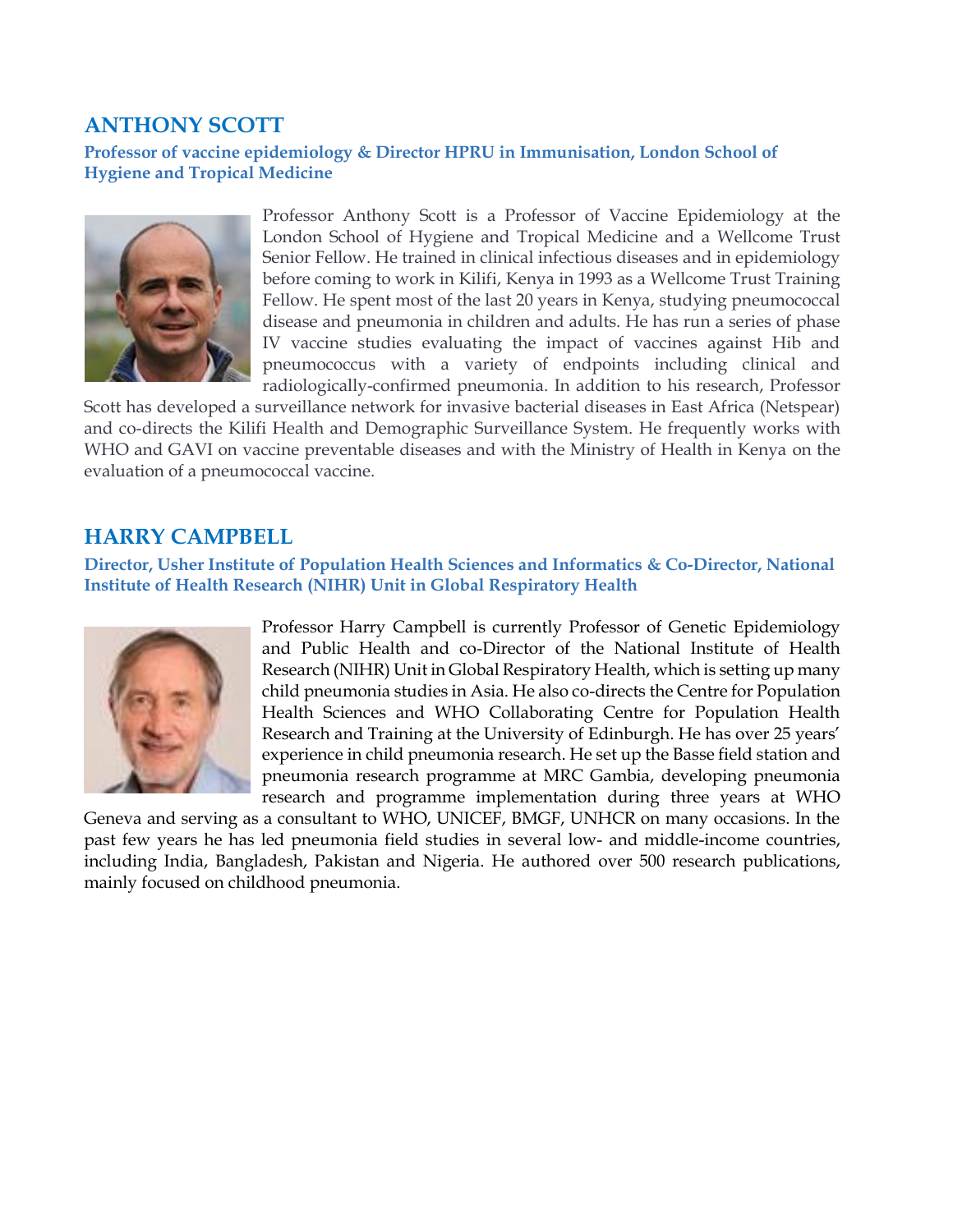## ANTHONY SCOTT

**Professor of vaccine epidemiology & Director HPRU in Immunisation, London School of Hygiene and Tropical Medicine**

Professor Anthony Scott is a Professor of Vaccine Epidemiology at the London School of Hygiene and Tropical Medicine and a Wellcome Trust Senior Fellow. He trained in clinical infectious diseases and in epidemiology before coming to work in Kilifi, Kenya in 1993 as a Wellcome Trust Training Fellow. He spent most of the last 20 years in Kenya, studying pneumococcal disease and pneumonia in children and adults. He has run a series of phase IV vaccine studies evaluating the impact of vaccines against Hib and pneumococcus with a variety of endpoints including clinical and radiologically-confirmed pneumonia. In addition to his research, Professor Scott has developed a surveillance network for invasive bacterial diseases in East Africa (Netspear) and co-directs the Kilifi Health and Demographic Surveillance System. He frequently works with WHO and GAVI on vaccine preventable diseases and with the Ministry of Health in Kenya on the evaluation of a pneumococcal vaccine.

## HARRY CAMPBELL

**Director, Usher Institute of Population Health Sciences and Informatics & Co-Director, National Institute of Health Research (NIHR) Unit in Global Respiratory Health**

Professor Harry Campbell is currently Professor of Genetic Epidemiology and Public Health and co-Director of the National Institute of Health Research (NIHR) Unit in Global Respiratory Health, which is setting up many child pneumonia studies in Asia. He also co-directs the Centre for Population Health Sciences and WHO Collaborating Centre for Population Health Research and Training at the University of Edinburgh. He has over 25 years' experience in child pneumonia research. He set up the Basse field station and pneumonia research programme at MRC Gambia, developing pneumonia research and programme implementation during three years at WHO Geneva and serving as a consultant to WHO, UNICEF, BMGF, UNHCR on many occasions. In the past few years he has led pneumonia field studies in several low- and middle-income countries, including India, Bangladesh, Pakistan and Nigeria. He authored over 500 research publications, mainly focused on childhood pneumonia.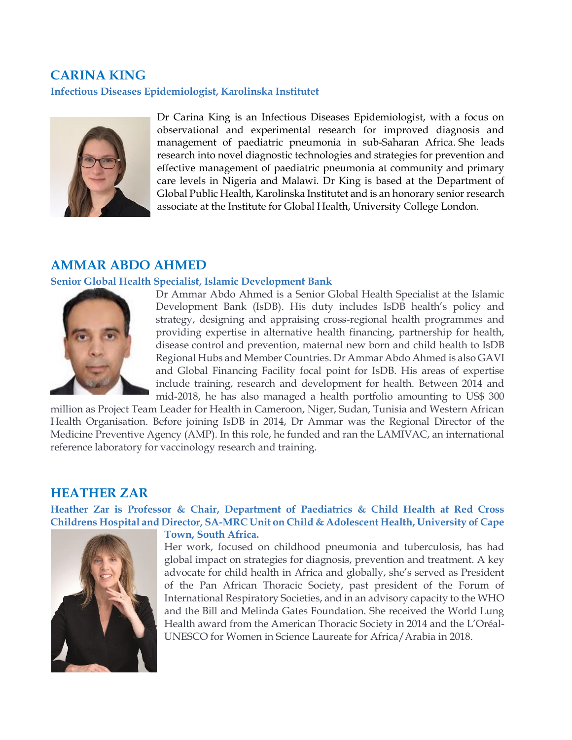## CARINA KING

**Infectious Diseases Epidemiologist, Karolinska Institutet**

Dr Carina King is an Infectious Diseases Epidemiologist, with a focus on observational and experimental research for improved diagnosis and management of paediatric pneumonia in sub-Saharan Africa. She leads research into novel diagnostic technologies and strategies for prevention and effective management of paediatric pneumonia at community and primary care levels in Nigeria and Malawi. Dr King is based at the Department of Global Public Health, Karolinska Institutet and is an honorary senior research associate at the Institute for Global Health, University College London.

## AMMAR ABDO AHMED

**Senior Global Health Specialist, Islamic Development Bank**

Dr Ammar Abdo Ahmed is a Senior Global Health Specialist at the Islamic Development Bank (IsDB). His duty includes IsDB health's policy and strategy, designing and appraising cross-regional health programmes and providing expertise in alternative health financing, partnership for health, disease control and prevention, maternal new born and child health to IsDB Regional Hubs and Member Countries. Dr Ammar Abdo Ahmed is also GAVI and Global Financing Facility focal point for IsDB. His areas of expertise include training, research and development for health. Between 2014 and mid-2018, he has also managed a health portfolio amounting to US$ 300 million as Project Team Leader for Health in Cameroon, Niger, Sudan, Tunisia and Western African Health Organisation. Before joining IsDB in 2014, Dr Ammar was the Regional Director of the Medicine Preventive Agency (AMP). In this role, he funded and ran the LAMIVAC, an international reference laboratory for vaccinology research and training.

## HEATHER ZAR

**Heather Zar is Professor & Chair, Department of Paediatrics & Child Health at Red Cross Childrens Hospital and Director, SA-MRC Unit on Child & Adolescent Health, University of Cape Town, South Africa.**

Her work, focused on childhood pneumonia and tuberculosis, has had global impact on strategies for diagnosis, prevention and treatment. A key advocate for child health in Africa and globally, she's served as President of the Pan African Thoracic Society, past president of the Forum of International Respiratory Societies, and in an advisory capacity to the WHO and the Bill and Melinda Gates Foundation. She received the World Lung Health award from the American Thoracic Society in 2014 and the L'Oréal-UNESCO for Women in Science Laureate for Africa/Arabia in 2018.